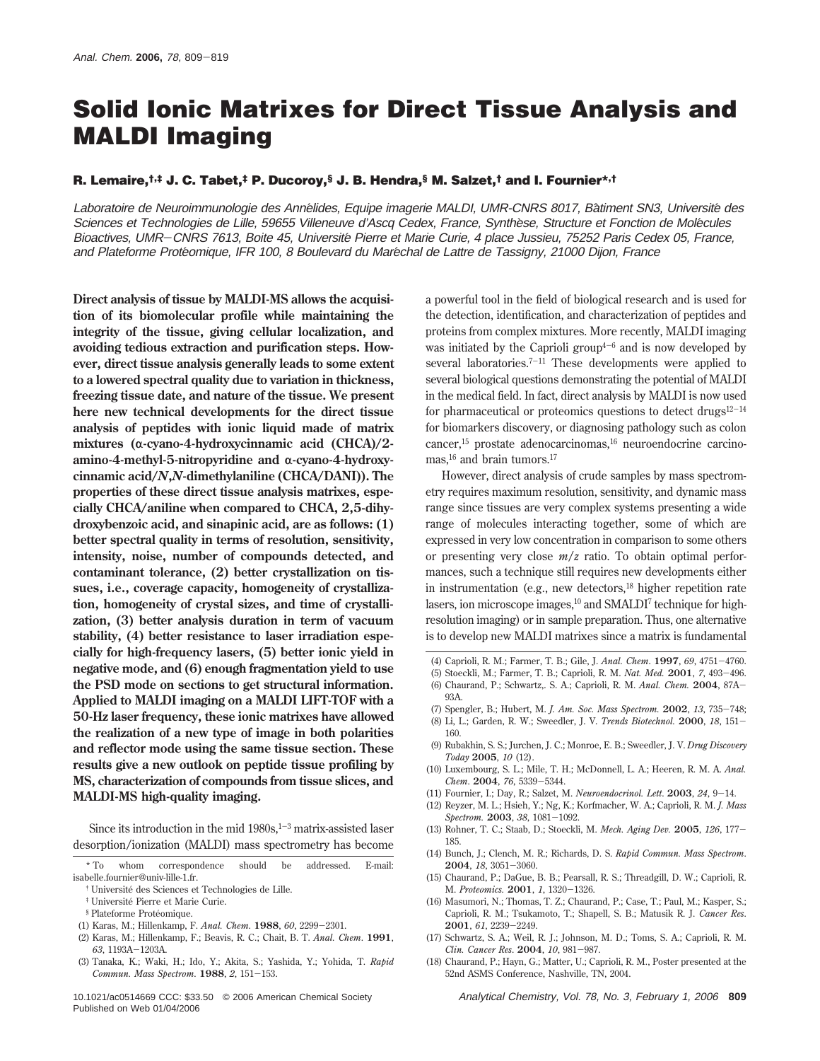# Solid Ionic Matrixes for Direct Tissue Analysis and MALDI Imaging

**R. Lemaire,[†,‡] J. C. Tabet,[‡] P. Ducoroy,[§] J. B. Hendra,[§] M. Salzet,[†] and I. Fournier*[,†]**

*Laboratoire de Neuroimmunologie des Annélides, Equipe imagerie MALDI, UMR-CNRS 8017, Bâtiment SN3, Université des Sciences et Technologies de Lille, 59655 Villeneuve d'Ascq Cedex, France, Synthèse, Structure et Fonction de Molécules Bioactives, UMR−CNRS 7613, Boite 45, Université Pierre et Marie Curie, 4 place Jussieu, 75252 Paris Cedex 05, France, and Plateforme Protéomique, IFR 100, 8 Boulevard du Maréchal de Lattre de Tassigny, 21000 Dijon, France*

**Direct analysis of tissue by MALDI-MS allows the acquisition of its biomolecular profile while maintaining the integrity of the tissue, giving cellular localization, and avoiding tedious extraction and purification steps. However, direct tissue analysis generally leads to some extent to a lowered spectral quality due to variation in thickness, freezing tissue date, and nature of the tissue. We present here new technical developments for the direct tissue analysis of peptides with ionic liquid made of matrix mixtures (α-cyano-4-hydroxycinnamic acid (CHCA)/2-amino-4-methyl-5-nitropyridine and α-cyano-4-hydroxycinnamic acid/*N*,*N*-dimethylaniline (CHCA/DANI)). The properties of these direct tissue analysis matrixes, especially CHCA/aniline when compared to CHCA, 2,5-dihydroxybenzoic acid, and sinapinic acid, are as follows: (1) better spectral quality in terms of resolution, sensitivity, intensity, noise, number of compounds detected, and contaminant tolerance, (2) better crystallization on tissues, i.e., coverage capacity, homogeneity of crystallization, homogeneity of crystal sizes, and time of crystallization, (3) better analysis duration in term of vacuum stability, (4) better resistance to laser irradiation especially for high-frequency lasers, (5) better ionic yield in negative mode, and (6) enough fragmentation yield to use the PSD mode on sections to get structural information. Applied to MALDI imaging on a MALDI LIFT-TOF with a 50-Hz laser frequency, these ionic matrixes have allowed the realization of a new type of image in both polarities and reflector mode using the same tissue section. These results give a new outlook on peptide tissue profiling by MS, characterization of compounds from tissue slices, and MALDI-MS high-quality imaging.**

Since its introduction in the mid 1980s,[1−3] matrix-assisted laser desorption/ionization (MALDI) mass spectrometry has become a powerful tool in the field of biological research and is used for the detection, identification, and characterization of peptides and proteins from complex mixtures. More recently, MALDI imaging was initiated by the Caprioli group[4−6] and is now developed by several laboratories.[7−11] These developments were applied to several biological questions demonstrating the potential of MALDI in the medical field. In fact, direct analysis by MALDI is now used for pharmaceutical or proteomics questions to detect drugs[12−14] for biomarkers discovery, or diagnosing pathology such as colon cancer,[15] prostate adenocarcinomas,[16] neuroendocrine carcinomas,[16] and brain tumors.[17]

However, direct analysis of crude samples by mass spectrometry requires maximum resolution, sensitivity, and dynamic mass range since tissues are very complex systems presenting a wide range of molecules interacting together, some of which are expressed in very low concentration in comparison to some others or presenting very close *m*/*z* ratio. To obtain optimal performances, such a technique still requires new developments either in instrumentation (e.g., new detectors,[18] higher repetition rate lasers, ion microscope images,[10] and SMALDI[7] technique for high-resolution imaging) or in sample preparation. Thus, one alternative is to develop new MALDI matrixes since a matrix is fundamental

\* To whom correspondence should be addressed. E-mail: isabelle.fournier@univ-lille-1.fr.

† Université des Sciences et Technologies de Lille.

‡ Université Pierre et Marie Curie.

§ Plateforme Protéomique.

(1) Karas, M.; Hillenkamp, F. *Anal. Chem.* **1988**, *60*, 2299−2301.

(2) Karas, M.; Hillenkamp, F.; Beavis, R. C.; Chait, B. T. *Anal. Chem.* **1991**, *63*, 1193A−1203A.

(3) Tanaka, K.; Waki, H.; Ido, Y.; Akita, S.; Yashida, Y.; Yohida, T. *Rapid Commun. Mass Spectrom.* **1988**, *2*, 151−153.

(4) Caprioli, R. M.; Farmer, T. B.; Gile, J. *Anal. Chem.* **1997**, *69*, 4751−4760.

(5) Stoeckli, M.; Farmer, T. B.; Caprioli, R. M. *Nat. Med.* **2001**, *7*, 493−496.

(6) Chaurand, P.; Schwartz,. S. A.; Caprioli, R. M. *Anal. Chem.* **2004**, 87A−93A.

(7) Spengler, B.; Hubert, M. *J. Am. Soc. Mass Spectrom.* **2002**, *13*, 735−748;

(8) Li, L.; Garden, R. W.; Sweedler, J. V. *Trends Biotechnol.* **2000**, *18*, 151−160.

(9) Rubakhin, S. S.; Jurchen, J. C.; Monroe, E. B.; Sweedler, J. V. *Drug Discovery Today* **2005**, *10* (12).

(10) Luxembourg, S. L.; Mile, T. H.; McDonnell, L. A.; Heeren, R. M. A. *Anal. Chem.* **2004**, *76*, 5339−5344.

(11) Fournier, I.; Day, R.; Salzet, M. *Neuroendocrinol. Lett.* **2003**, *24*, 9−14.

(12) Reyzer, M. L.; Hsieh, Y.; Ng, K.; Korfmacher, W. A.; Caprioli, R. M. *J. Mass Spectrom.* **2003**, *38*, 1081−1092.

(13) Rohner, T. C.; Staab, D.; Stoeckli, M. *Mech. Aging Dev.* **2005**, *126*, 177−185.

(14) Bunch, J.; Clench, M. R.; Richards, D. S. *Rapid Commun. Mass Spectrom.* **2004**, *18*, 3051−3060.

(15) Chaurand, P.; DaGue, B. B.; Pearsall, R. S.; Threadgill, D. W.; Caprioli, R. M. *Proteomics.* **2001**, *1*, 1320−1326.

(16) Masumori, N.; Thomas, T. Z.; Chaurand, P.; Case, T.; Paul, M.; Kasper, S.; Caprioli, R. M.; Tsukamoto, T.; Shapell, S. B.; Matusik R. J. *Cancer Res.* **2001**, *61*, 2239−2249.

(17) Schwartz, S. A.; Weil, R. J.; Johnson, M. D.; Toms, S. A.; Caprioli, R. M. *Clin. Cancer Res.* **2004**, *10*, 981−987.

(18) Chaurand, P.; Hayn, G.; Matter, U.; Caprioli, R. M., Poster presented at the 52nd ASMS Conference, Nashville, TN, 2004.

10.1021/ac0514669 CCC: $33.50 © 2006 American Chemical Society
Published on Web 01/04/2006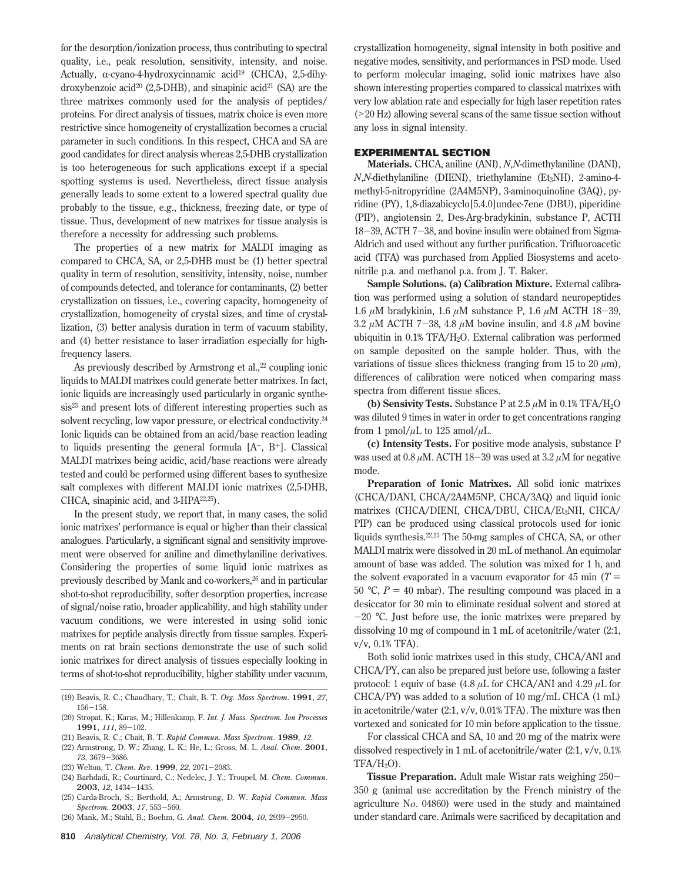for the desorption/ionization process, thus contributing to spectral quality, i.e., peak resolution, sensitivity, intensity, and noise. Actually, α-cyano-4-hydroxycinnamic acid[19] (CHCA), 2,5-dihydroxybenzoic acid[20] (2,5-DHB), and sinapinic acid[21] (SA) are the three matrixes commonly used for the analysis of peptides/proteins. For direct analysis of tissues, matrix choice is even more restrictive since homogeneity of crystallization becomes a crucial parameter in such conditions. In this respect, CHCA and SA are good candidates for direct analysis whereas 2,5-DHB crystallization is too heterogeneous for such applications except if a special spotting systems is used. Nevertheless, direct tissue analysis generally leads to some extent to a lowered spectral quality due probably to the tissue, e.g., thickness, freezing date, or type of tissue. Thus, development of new matrixes for tissue analysis is therefore a necessity for addressing such problems.

The properties of a new matrix for MALDI imaging as compared to CHCA, SA, or 2,5-DHB must be (1) better spectral quality in term of resolution, sensitivity, intensity, noise, number of compounds detected, and tolerance for contaminants, (2) better crystallization on tissues, i.e., covering capacity, homogeneity of crystallization, homogeneity of crystal sizes, and time of crystallization, (3) better analysis duration in term of vacuum stability, and (4) better resistance to laser irradiation especially for high-frequency lasers.

As previously described by Armstrong et al.,[22] coupling ionic liquids to MALDI matrixes could generate better matrixes. In fact, ionic liquids are increasingly used particularly in organic synthesis[23] and present lots of different interesting properties such as solvent recycling, low vapor pressure, or electrical conductivity.[24] Ionic liquids can be obtained from an acid/base reaction leading to liquids presenting the general formula [$A^-$, $B^+$]. Classical MALDI matrixes being acidic, acid/base reactions were already tested and could be performed using different bases to synthesize salt complexes with different MALDI ionic matrixes (2,5-DHB, CHCA, sinapinic acid, and 3-HPA[22,25]).

In the present study, we report that, in many cases, the solid ionic matrixes' performance is equal or higher than their classical analogues. Particularly, a significant signal and sensitivity improvement were observed for aniline and dimethylaniline derivatives. Considering the properties of some liquid ionic matrixes as previously described by Mank and co-workers,[26] and in particular shot-to-shot reproducibility, softer desorption properties, increase of signal/noise ratio, broader applicability, and high stability under vacuum conditions, we were interested in using solid ionic matrixes for peptide analysis directly from tissue samples. Experiments on rat brain sections demonstrate the use of such solid ionic matrixes for direct analysis of tissues especially looking in terms of shot-to-shot reproducibility, higher stability under vacuum, crystallization homogeneity, signal intensity in both positive and negative modes, sensitivity, and performances in PSD mode. Used to perform molecular imaging, solid ionic matrixes have also shown interesting properties compared to classical matrixes with very low ablation rate and especially for high laser repetition rates (>20 Hz) allowing several scans of the same tissue section without any loss in signal intensity.

## EXPERIMENTAL SECTION

**Materials.** CHCA, aniline (ANI), *N*,*N*-dimethylaniline (DANI), *N*,*N*-diethylaniline (DIENI), triethylamine ($Et_3NH$), 2-amino-4-methyl-5-nitropyridine (2A4M5NP), 3-aminoquinoline (3AQ), pyridine (PY), 1,8-diazabicyclo[5.4.0]undec-7ene (DBU), piperidine (PIP), angiotensin 2, Des-Arg-bradykinin, substance P, ACTH 18−39, ACTH 7−38, and bovine insulin were obtained from Sigma-Aldrich and used without any further purification. Trifluoroacetic acid (TFA) was purchased from Applied Biosystems and acetonitrile p.a. and methanol p.a. from J. T. Baker.

**Sample Solutions. (a) Calibration Mixture.** External calibration was performed using a solution of standard neuropeptides 1.6 μM bradykinin, 1.6 μM substance P, 1.6 μM ACTH 18−39, 3.2 μM ACTH 7−38, 4.8 μM bovine insulin, and 4.8 μM bovine ubiquitin in 0.1% TFA/$H_2O$. External calibration was performed on sample deposited on the sample holder. Thus, with the variations of tissue slices thickness (ranging from 15 to 20 μm), differences of calibration were noticed when comparing mass spectra from different tissue slices.

**(b) Sensivity Tests.** Substance P at 2.5 μM in 0.1% TFA/$H_2O$ was diluted 9 times in water in order to get concentrations ranging from 1 pmol/μL to 125 amol/μL.

**(c) Intensity Tests.** For positive mode analysis, substance P was used at 0.8 μM. ACTH 18−39 was used at 3.2 μM for negative mode.

**Preparation of Ionic Matrixes.** All solid ionic matrixes (CHCA/DANI, CHCA/2A4M5NP, CHCA/3AQ) and liquid ionic matrixes (CHCA/DIENI, CHCA/DBU, CHCA/$Et_3NH$, CHCA/PIP) can be produced using classical protocols used for ionic liquids synthesis.[22,23] The 50-mg samples of CHCA, SA, or other MALDI matrix were dissolved in 20 mL of methanol. An equimolar amount of base was added. The solution was mixed for 1 h, and the solvent evaporated in a vacuum evaporator for 45 min ($T$ = 50 °C, $P$ = 40 mbar). The resulting compound was placed in a desiccator for 30 min to eliminate residual solvent and stored at −20 °C. Just before use, the ionic matrixes were prepared by dissolving 10 mg of compound in 1 mL of acetonitrile/water (2:1, v/v, 0.1% TFA).

Both solid ionic matrixes used in this study, CHCA/ANI and CHCA/PY, can also be prepared just before use, following a faster protocol: 1 equiv of base (4.8 μL for CHCA/ANI and 4.29 μL for CHCA/PY) was added to a solution of 10 mg/mL CHCA (1 mL) in acetonitrile/water (2:1, v/v, 0.01% TFA). The mixture was then vortexed and sonicated for 10 min before application to the tissue.

For classical CHCA and SA, 10 and 20 mg of the matrix were dissolved respectively in 1 mL of acetonitrile/water (2:1, v/v, 0.1% TFA/$H_2O$).

**Tissue Preparation.** Adult male Wistar rats weighing 250−350 g (animal use accreditation by the French ministry of the agriculture N*o*. 04860) were used in the study and maintained under standard care. Animals were sacrificed by decapitation and

(19) Beavis, R. C.; Chaudhary, T.; Chait, B. T. *Org. Mass Spectrom.* **1991**, *27*, 156−158.

(20) Stropat, K.; Karas, M.; Hillenkamp, F. *Int. J. Mass. Spectrom. Ion Processes* **1991**, *111*, 89−102.

(21) Beavis, R. C.; Chait, B. T. *Rapid Commun. Mass Spectrom.* **1989**, *12*.

(22) Armstrong, D. W.; Zhang, L. K.; He, L.; Gross, M. L. *Anal. Chem.* **2001**, *73*, 3679−3686.

(23) Welton, T. *Chem. Rev.* **1999**, *22*, 2071−2083.

(24) Barhdadi, R.; Courtinard, C.; Nedelec, J. Y.; Troupel, M. *Chem. Commun.* **2003**, *12*, 1434−1435.

(25) Carda-Broch, S.; Berthold, A.; Armstrong, D. W. *Rapid Commun. Mass Spectrom.* **2003**, *17*, 553−560.

(26) Mank, M.; Stahl, B.; Boehm, G. *Anal. Chem.* **2004**, *10*, 2939−2950.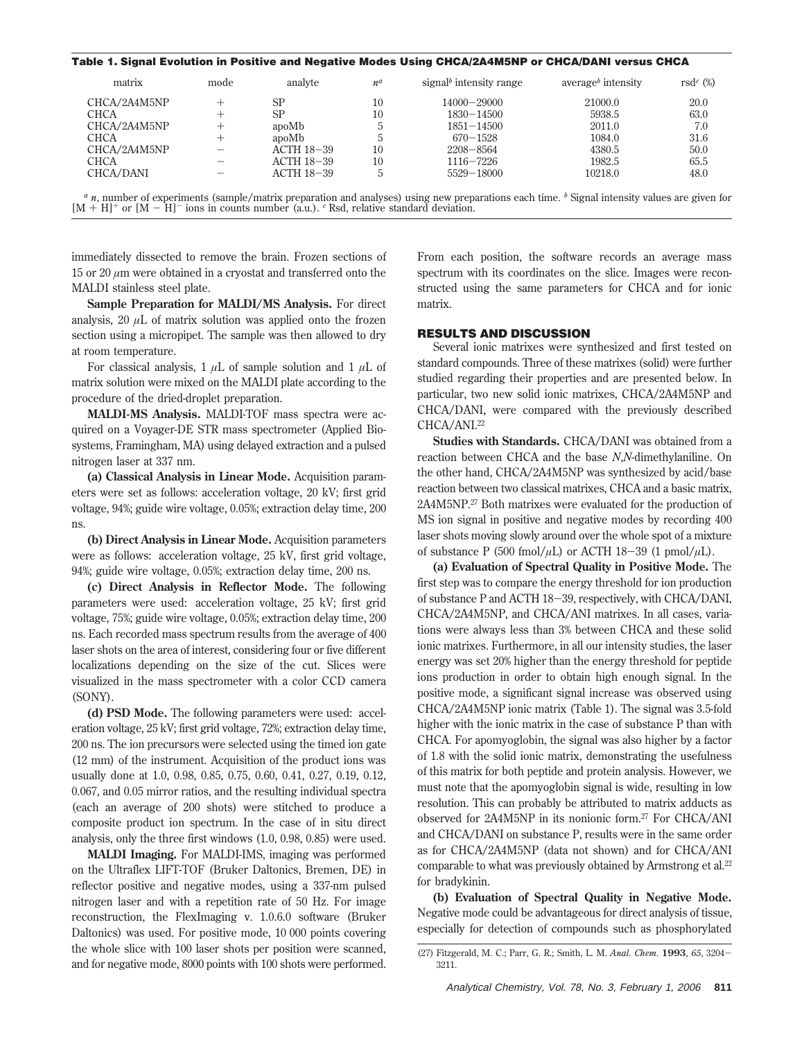**Table 1. Signal Evolution in Positive and Negative Modes Using CHCA/2A4M5NP or CHCA/DANI versus CHCA**

| matrix | mode | analyte | $n^a$ | signal[b] intensity range | average[b] intensity | rsd[c] (%) |
|---|---|---|---|---|---|---|
| CHCA/2A4M5NP | + | SP | 10 | 14000−29000 | 21000.0 | 20.0 |
| CHCA | + | SP | 10 | 1830−14500 | 5938.5 | 63.0 |
| CHCA/2A4M5NP | + | apoMb | 5 | 1851−14500 | 2011.0 | 7.0 |
| CHCA | + | apoMb | 5 | 670−1528 | 1084.0 | 31.6 |
| CHCA/2A4M5NP | − | ACTH 18−39 | 10 | 2208−8564 | 4380.5 | 50.0 |
| CHCA | − | ACTH 18−39 | 10 | 1116−7226 | 1982.5 | 65.5 |
| CHCA/DANI | − | ACTH 18−39 | 5 | 5529−18000 | 10218.0 | 48.0 |

[a] *n*, number of experiments (sample/matrix preparation and analyses) using new preparations each time. [b] Signal intensity values are given for $[M + H]^+$ or $[M - H]^-$ ions in counts number (a.u.). [c] Rsd, relative standard deviation.

immediately dissected to remove the brain. Frozen sections of 15 or 20 μm were obtained in a cryostat and transferred onto the MALDI stainless steel plate.

**Sample Preparation for MALDI/MS Analysis.** For direct analysis, 20 μL of matrix solution was applied onto the frozen section using a micropipet. The sample was then allowed to dry at room temperature.

For classical analysis, 1 μL of sample solution and 1 μL of matrix solution were mixed on the MALDI plate according to the procedure of the dried-droplet preparation.

**MALDI-MS Analysis.** MALDI-TOF mass spectra were acquired on a Voyager-DE STR mass spectrometer (Applied Biosystems, Framingham, MA) using delayed extraction and a pulsed nitrogen laser at 337 nm.

**(a) Classical Analysis in Linear Mode.** Acquisition parameters were set as follows: acceleration voltage, 20 kV; first grid voltage, 94%; guide wire voltage, 0.05%; extraction delay time, 200 ns.

**(b) Direct Analysis in Linear Mode.** Acquisition parameters were as follows: acceleration voltage, 25 kV, first grid voltage, 94%; guide wire voltage, 0.05%; extraction delay time, 200 ns.

**(c) Direct Analysis in Reflector Mode.** The following parameters were used: acceleration voltage, 25 kV; first grid voltage, 75%; guide wire voltage, 0.05%; extraction delay time, 200 ns. Each recorded mass spectrum results from the average of 400 laser shots on the area of interest, considering four or five different localizations depending on the size of the cut. Slices were visualized in the mass spectrometer with a color CCD camera (SONY).

**(d) PSD Mode.** The following parameters were used: acceleration voltage, 25 kV; first grid voltage, 72%; extraction delay time, 200 ns. The ion precursors were selected using the timed ion gate (12 mm) of the instrument. Acquisition of the product ions was usually done at 1.0, 0.98, 0.85, 0.75, 0.60, 0.41, 0.27, 0.19, 0.12, 0.067, and 0.05 mirror ratios, and the resulting individual spectra (each an average of 200 shots) were stitched to produce a composite product ion spectrum. In the case of in situ direct analysis, only the three first windows (1.0, 0.98, 0.85) were used.

**MALDI Imaging.** For MALDI-IMS, imaging was performed on the Ultraflex LIFT-TOF (Bruker Daltonics, Bremen, DE) in reflector positive and negative modes, using a 337-nm pulsed nitrogen laser and with a repetition rate of 50 Hz. For image reconstruction, the FlexImaging v. 1.0.6.0 software (Bruker Daltonics) was used. For positive mode, 10 000 points covering the whole slice with 100 laser shots per position were scanned, and for negative mode, 8000 points with 100 shots were performed. From each position, the software records an average mass spectrum with its coordinates on the slice. Images were reconstructed using the same parameters for CHCA and for ionic matrix.

## RESULTS AND DISCUSSION

Several ionic matrixes were synthesized and first tested on standard compounds. Three of these matrixes (solid) were further studied regarding their properties and are presented below. In particular, two new solid ionic matrixes, CHCA/2A4M5NP and CHCA/DANI, were compared with the previously described CHCA/ANI.[22]

**Studies with Standards.** CHCA/DANI was obtained from a reaction between CHCA and the base *N*,*N*-dimethylaniline. On the other hand, CHCA/2A4M5NP was synthesized by acid/base reaction between two classical matrixes, CHCA and a basic matrix, 2A4M5NP.[27] Both matrixes were evaluated for the production of MS ion signal in positive and negative modes by recording 400 laser shots moving slowly around over the whole spot of a mixture of substance P (500 fmol/μL) or ACTH 18−39 (1 pmol/μL).

**(a) Evaluation of Spectral Quality in Positive Mode.** The first step was to compare the energy threshold for ion production of substance P and ACTH 18−39, respectively, with CHCA/DANI, CHCA/2A4M5NP, and CHCA/ANI matrixes. In all cases, variations were always less than 3% between CHCA and these solid ionic matrixes. Furthermore, in all our intensity studies, the laser energy was set 20% higher than the energy threshold for peptide ions production in order to obtain high enough signal. In the positive mode, a significant signal increase was observed using CHCA/2A4M5NP ionic matrix (Table 1). The signal was 3.5-fold higher with the ionic matrix in the case of substance P than with CHCA. For apomyoglobin, the signal was also higher by a factor of 1.8 with the solid ionic matrix, demonstrating the usefulness of this matrix for both peptide and protein analysis. However, we must note that the apomyoglobin signal is wide, resulting in low resolution. This can probably be attributed to matrix adducts as observed for 2A4M5NP in its nonionic form.[27] For CHCA/ANI and CHCA/DANI on substance P, results were in the same order as for CHCA/2A4M5NP (data not shown) and for CHCA/ANI comparable to what was previously obtained by Armstrong et al.[22] for bradykinin.

**(b) Evaluation of Spectral Quality in Negative Mode.** Negative mode could be advantageous for direct analysis of tissue, especially for detection of compounds such as phosphorylated

(27) Fitzgerald, M. C.; Parr, G. R.; Smith, L. M. *Anal. Chem.* **1993**, *65*, 3204−3211.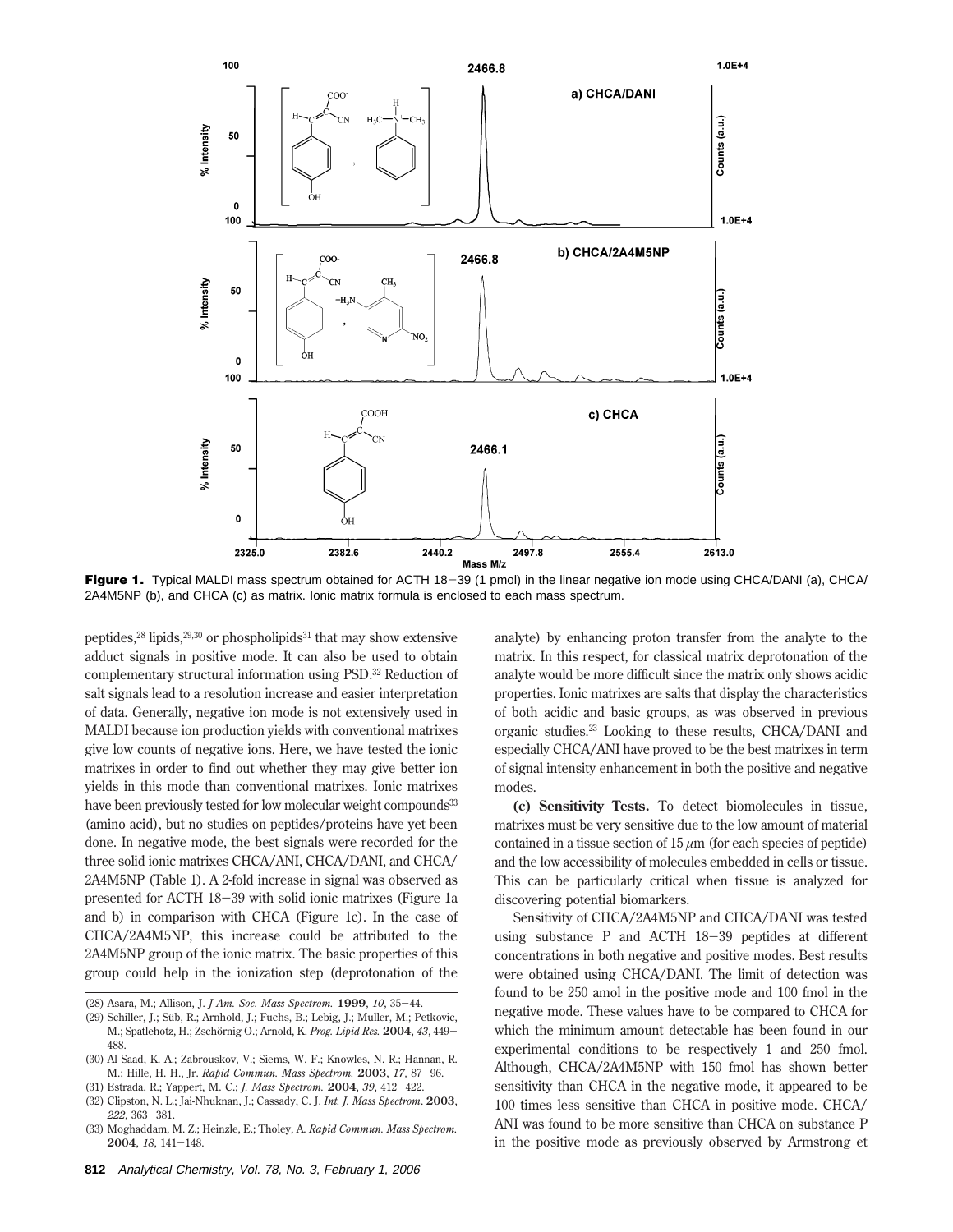**Figure 1.** Typical MALDI mass spectrum obtained for ACTH 18−39 (1 pmol) in the linear negative ion mode using CHCA/DANI (a), CHCA/2A4M5NP (b), and CHCA (c) as matrix. Ionic matrix formula is enclosed to each mass spectrum.

peptides,[28] lipids,[29,30] or phospholipids[31] that may show extensive adduct signals in positive mode. It can also be used to obtain complementary structural information using PSD.[32] Reduction of salt signals lead to a resolution increase and easier interpretation of data. Generally, negative ion mode is not extensively used in MALDI because ion production yields with conventional matrixes give low counts of negative ions. Here, we have tested the ionic matrixes in order to find out whether they may give better ion yields in this mode than conventional matrixes. Ionic matrixes have been previously tested for low molecular weight compounds[33] (amino acid), but no studies on peptides/proteins have yet been done. In negative mode, the best signals were recorded for the three solid ionic matrixes CHCA/ANI, CHCA/DANI, and CHCA/2A4M5NP (Table 1). A 2-fold increase in signal was observed as presented for ACTH 18−39 with solid ionic matrixes (Figure 1a and b) in comparison with CHCA (Figure 1c). In the case of CHCA/2A4M5NP, this increase could be attributed to the 2A4M5NP group of the ionic matrix. The basic properties of this group could help in the ionization step (deprotonation of the analyte) by enhancing proton transfer from the analyte to the matrix. In this respect, for classical matrix deprotonation of the analyte would be more difficult since the matrix only shows acidic properties. Ionic matrixes are salts that display the characteristics of both acidic and basic groups, as was observed in previous organic studies.[23] Looking to these results, CHCA/DANI and especially CHCA/ANI have proved to be the best matrixes in term of signal intensity enhancement in both the positive and negative modes.

**(c) Sensitivity Tests.** To detect biomolecules in tissue, matrixes must be very sensitive due to the low amount of material contained in a tissue section of 15 $\mu$m (for each species of peptide) and the low accessibility of molecules embedded in cells or tissue. This can be particularly critical when tissue is analyzed for discovering potential biomarkers.

Sensitivity of CHCA/2A4M5NP and CHCA/DANI was tested using substance P and ACTH 18−39 peptides at different concentrations in both negative and positive modes. Best results were obtained using CHCA/DANI. The limit of detection was found to be 250 amol in the positive mode and 100 fmol in the negative mode. These values have to be compared to CHCA for which the minimum amount detectable has been found in our experimental conditions to be respectively 1 and 250 fmol. Although, CHCA/2A4M5NP with 150 fmol has shown better sensitivity than CHCA in the negative mode, it appeared to be 100 times less sensitive than CHCA in positive mode. CHCA/ANI was found to be more sensitive than CHCA on substance P in the positive mode as previously observed by Armstrong et

(28) Asara, M.; Allison, J. *J Am. Soc. Mass Spectrom.* **1999**, *10*, 35−44.
(29) Schiller, J.; Süb, R.; Arnhold, J.; Fuchs, B.; Lebig, J.; Muller, M.; Petkovic, M.; Spatlehotz, H.; Zschörnig O.; Arnold, K. *Prog. Lipid Res.* **2004**, *43*, 449−488.
(30) Al Saad, K. A.; Zabrouskov, V.; Siems, W. F.; Knowles, N. R.; Hannan, R. M.; Hille, H. H., Jr. *Rapid Commun. Mass Spectrom.* **2003**, *17*, 87−96.
(31) Estrada, R.; Yappert, M. C.; *J. Mass Spectrom.* **2004**, *39*, 412−422.
(32) Clipston, N. L.; Jai-Nhuknan, J.; Cassady, C. J. *Int. J. Mass Spectrom.* **2003**, *222*, 363−381.
(33) Moghaddam, M. Z.; Heinzle, E.; Tholey, A. *Rapid Commun. Mass Spectrom.* **2004**, *18*, 141−148.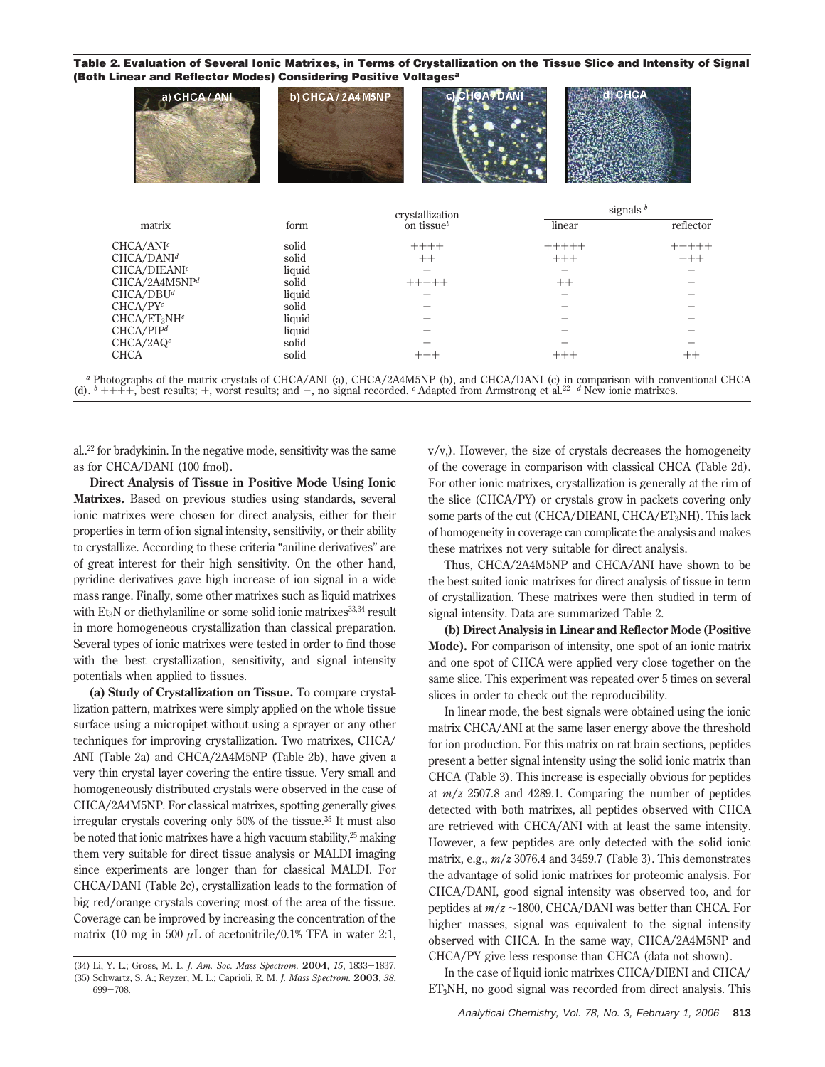**Table 2. Evaluation of Several Ionic Matrixes, in Terms of Crystallization on the Tissue Slice and Intensity of Signal (Both Linear and Reflector Modes) Considering Positive Voltages[a]**

| matrix | form | crystallization on tissue[b] | signals[b] linear | signals[b] reflector |
|---|---|---|---|---|
| CHCA/ANI[c] | solid | ++++ | +++++ | +++++ |
| CHCA/DANI[d] | solid | ++ | +++ | +++ |
| CHCA/DIEANI[c] | liquid | + | − | − |
| CHCA/2A4M5NP[d] | solid | +++++ | ++ | − |
| CHCA/DBU[d] | liquid | + | − | − |
| CHCA/PY[c] | solid | + | − | − |
| CHCA/$ET_3NH$[c] | liquid | + | − | − |
| CHCA/PIP[d] | liquid | + | − | − |
| CHCA/2AQ[c] | solid | + | − | − |
| CHCA | solid | +++ | +++ | ++ |

[a] Photographs of the matrix crystals of CHCA/ANI (a), CHCA/2A4M5NP (b), and CHCA/DANI (c) in comparison with conventional CHCA (d). [b] +++++, best results; +, worst results; and −, no signal recorded. [c] Adapted from Armstrong et al.[22] [d] New ionic matrixes.

al..[22] for bradykinin. In the negative mode, sensitivity was the same as for CHCA/DANI (100 fmol).

**Direct Analysis of Tissue in Positive Mode Using Ionic Matrixes.** Based on previous studies using standards, several ionic matrixes were chosen for direct analysis, either for their properties in term of ion signal intensity, sensitivity, or their ability to crystallize. According to these criteria "aniline derivatives" are of great interest for their high sensitivity. On the other hand, pyridine derivatives gave high increase of ion signal in a wide mass range. Finally, some other matrixes such as liquid matrixes with $Et_3N$ or diethylaniline or some solid ionic matrixes[33,34] result in more homogeneous crystallization than classical preparation. Several types of ionic matrixes were tested in order to find those with the best crystallization, sensitivity, and signal intensity potentials when applied to tissues.

**(a) Study of Crystallization on Tissue.** To compare crystallization pattern, matrixes were simply applied on the whole tissue surface using a micropipet without using a sprayer or any other techniques for improving crystallization. Two matrixes, CHCA/ANI (Table 2a) and CHCA/2A4M5NP (Table 2b), have given a very thin crystal layer covering the entire tissue. Very small and homogeneously distributed crystals were observed in the case of CHCA/2A4M5NP. For classical matrixes, spotting generally gives irregular crystals covering only 50% of the tissue.[35] It must also be noted that ionic matrixes have a high vacuum stability,[25] making them very suitable for direct tissue analysis or MALDI imaging since experiments are longer than for classical MALDI. For CHCA/DANI (Table 2c), crystallization leads to the formation of big red/orange crystals covering most of the area of the tissue. Coverage can be improved by increasing the concentration of the matrix (10 mg in 500 $\mu$L of acetonitrile/0.1% TFA in water 2:1, v/v,). However, the size of crystals decreases the homogeneity of the coverage in comparison with classical CHCA (Table 2d). For other ionic matrixes, crystallization is generally at the rim of the slice (CHCA/PY) or crystals grow in packets covering only some parts of the cut (CHCA/DIEANI, CHCA/$ET_3NH$). This lack of homogeneity in coverage can complicate the analysis and makes these matrixes not very suitable for direct analysis.

Thus, CHCA/2A4M5NP and CHCA/ANI have shown to be the best suited ionic matrixes for direct analysis of tissue in term of crystallization. These matrixes were then studied in term of signal intensity. Data are summarized Table 2.

**(b) Direct Analysis in Linear and Reflector Mode (Positive Mode).** For comparison of intensity, one spot of an ionic matrix and one spot of CHCA were applied very close together on the same slice. This experiment was repeated over 5 times on several slices in order to check out the reproducibility.

In linear mode, the best signals were obtained using the ionic matrix CHCA/ANI at the same laser energy above the threshold for ion production. For this matrix on rat brain sections, peptides present a better signal intensity using the solid ionic matrix than CHCA (Table 3). This increase is especially obvious for peptides at $m/z$ 2507.8 and 4289.1. Comparing the number of peptides detected with both matrixes, all peptides observed with CHCA are retrieved with CHCA/ANI with at least the same intensity. However, a few peptides are only detected with the solid ionic matrix, e.g., $m/z$ 3076.4 and 3459.7 (Table 3). This demonstrates the advantage of solid ionic matrixes for proteomic analysis. For CHCA/DANI, good signal intensity was observed too, and for peptides at $m/z$ ~1800, CHCA/DANI was better than CHCA. For higher masses, signal was equivalent to the signal intensity observed with CHCA. In the same way, CHCA/2A4M5NP and CHCA/PY give less response than CHCA (data not shown).

In the case of liquid ionic matrixes CHCA/DIENI and CHCA/$ET_3NH$, no good signal was recorded from direct analysis. This

(34) Li, Y. L.; Gross, M. L. *J. Am. Soc. Mass Spectrom.* **2004**, *15*, 1833−1837.
(35) Schwartz, S. A.; Reyzer, M. L.; Caprioli, R. M. *J. Mass Spectrom.* **2003**, *38*, 699−708.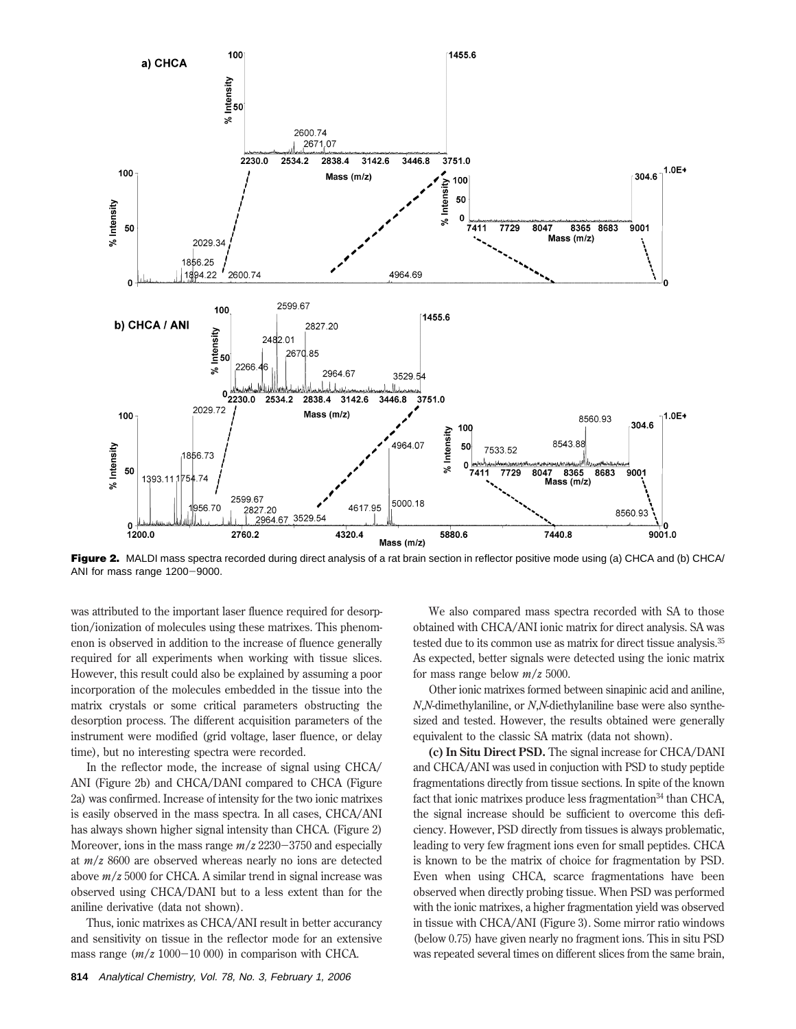**Figure 2.** MALDI mass spectra recorded during direct analysis of a rat brain section in reflector positive mode using (a) CHCA and (b) CHCA/ANI for mass range 1200–9000.

was attributed to the important laser fluence required for desorption/ionization of molecules using these matrixes. This phenomenon is observed in addition to the increase of fluence generally required for all experiments when working with tissue slices. However, this result could also be explained by assuming a poor incorporation of the molecules embedded in the tissue into the matrix crystals or some critical parameters obstructing the desorption process. The different acquisition parameters of the instrument were modified (grid voltage, laser fluence, or delay time), but no interesting spectra were recorded.

In the reflector mode, the increase of signal using CHCA/ANI (Figure 2b) and CHCA/DANI compared to CHCA (Figure 2a) was confirmed. Increase of intensity for the two ionic matrixes is easily observed in the mass spectra. In all cases, CHCA/ANI has always shown higher signal intensity than CHCA. (Figure 2) Moreover, ions in the mass range $m/z$ 2230–3750 and especially at $m/z$ 8600 are observed whereas nearly no ions are detected above $m/z$ 5000 for CHCA. A similar trend in signal increase was observed using CHCA/DANI but to a less extent than for the aniline derivative (data not shown).

Thus, ionic matrixes as CHCA/ANI result in better accuracy and sensitivity on tissue in the reflector mode for an extensive mass range ($m/z$ 1000–10 000) in comparison with CHCA.

We also compared mass spectra recorded with SA to those obtained with CHCA/ANI ionic matrix for direct analysis. SA was tested due to its common use as matrix for direct tissue analysis.[35] As expected, better signals were detected using the ionic matrix for mass range below $m/z$ 5000.

Other ionic matrixes formed between sinapinic acid and aniline, *N*,*N*-dimethylaniline, or *N*,*N*-diethylaniline base were also synthesized and tested. However, the results obtained were generally equivalent to the classic SA matrix (data not shown).

**(c) In Situ Direct PSD.** The signal increase for CHCA/DANI and CHCA/ANI was used in conjuction with PSD to study peptide fragmentations directly from tissue sections. In spite of the known fact that ionic matrixes produce less fragmentation[34] than CHCA, the signal increase should be sufficient to overcome this deficiency. However, PSD directly from tissues is always problematic, leading to very few fragment ions even for small peptides. CHCA is known to be the matrix of choice for fragmentation by PSD. Even when using CHCA, scarce fragmentations have been observed when directly probing tissue. When PSD was performed with the ionic matrixes, a higher fragmentation yield was observed in tissue with CHCA/ANI (Figure 3). Some mirror ratio windows (below 0.75) have given nearly no fragment ions. This in situ PSD was repeated several times on different slices from the same brain,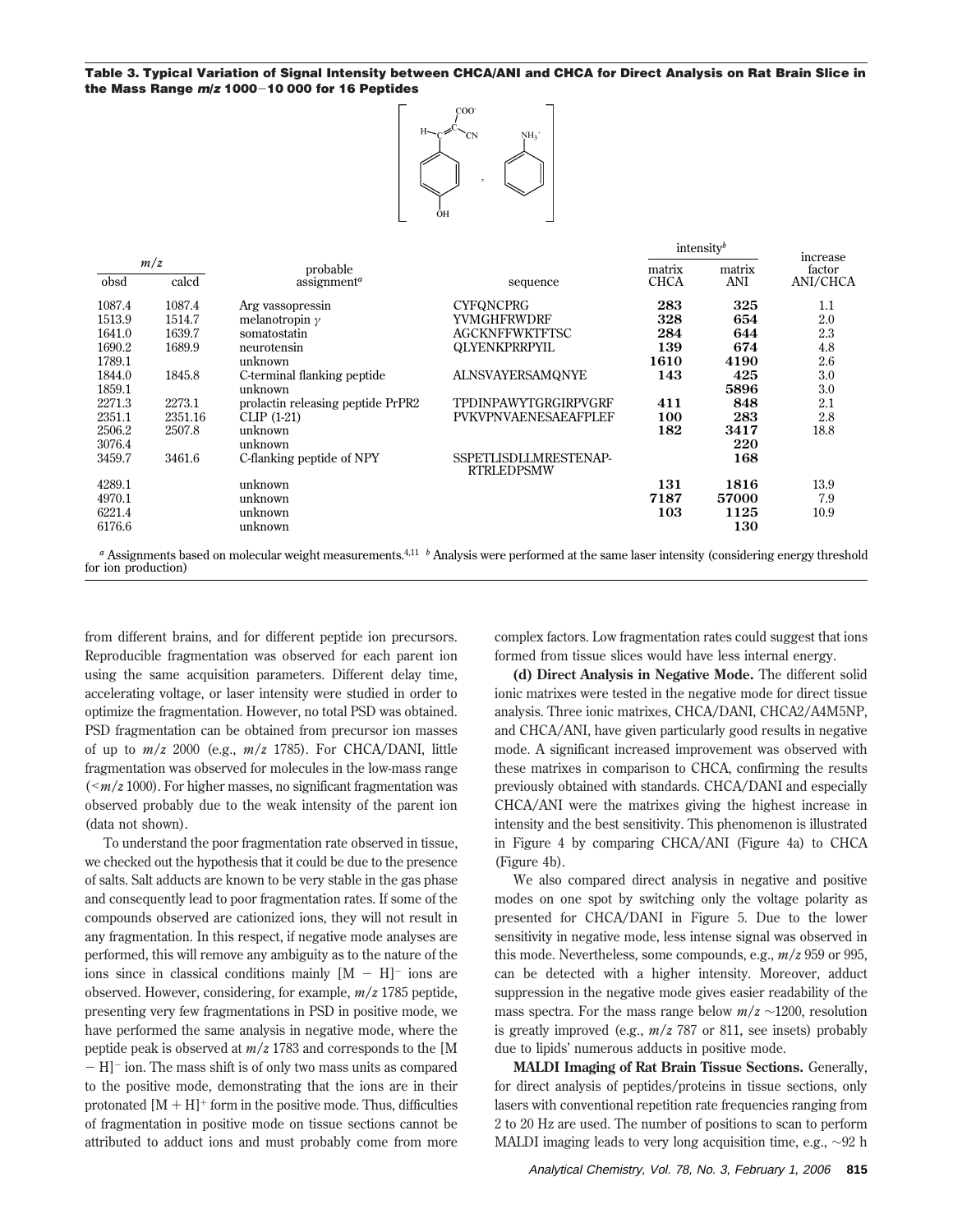**Table 3. Typical Variation of Signal Intensity between CHCA/ANI and CHCA for Direct Analysis on Rat Brain Slice in the Mass Range *m/z* 1000−10 000 for 16 Peptides**

| *m/z* | | probable | | intensity[b] | | increase |
|---|---|---|---|---|---|---|
| obsd | calcd | assignment[a] | sequence | matrix CHCA | matrix ANI | factor ANI/CHCA |
| 1087.4 | 1087.4 | Arg vassopressin | CYFQNCPRG | **283** | **325** | 1.1 |
| 1513.9 | 1514.7 | melanotropin γ | YVMGHFRWDRF | **328** | **654** | 2.0 |
| 1641.0 | 1639.7 | somatostatin | AGCKNFFWKTFTSC | **284** | **644** | 2.3 |
| 1690.2 | 1689.9 | neurotensin | QLYENKPRRPYIL | **139** | **674** | 4.8 |
| 1789.1 | | unknown | | **1610** | **4190** | 2.6 |
| 1844.0 | 1845.8 | C-terminal flanking peptide | ALNSVAYERSAMQNYE | **143** | **425** | 3.0 |
| 1859.1 | | unknown | | | **5896** | 3.0 |
| 2271.3 | 2273.1 | prolactin releasing peptide PrPR2 | TPDINPAWYTGRGIRPVGRF | **411** | **848** | 2.1 |
| 2351.1 | 2351.16 | CLIP (1-21) | PVKVPNVAENESAEAFPLEF | **100** | **283** | 2.8 |
| 2506.2 | 2507.8 | unknown | | **182** | **3417** | 18.8 |
| 3076.4 | | unknown | | | **220** | |
| 3459.7 | 3461.6 | C-flanking peptide of NPY | SSPETLISDLLMRESTENAP-RTRLEDPSMW | | **168** | |
| 4289.1 | | unknown | | **131** | **1816** | 13.9 |
| 4970.1 | | unknown | | **7187** | **57000** | 7.9 |
| 6221.4 | | unknown | | **103** | **1125** | 10.9 |
| 6176.6 | | unknown | | | **130** | |

[a] Assignments based on molecular weight measurements.[4,11] [b] Analysis were performed at the same laser intensity (considering energy threshold for ion production)

from different brains, and for different peptide ion precursors. Reproducible fragmentation was observed for each parent ion using the same acquisition parameters. Different delay time, accelerating voltage, or laser intensity were studied in order to optimize the fragmentation. However, no total PSD was obtained. PSD fragmentation can be obtained from precursor ion masses of up to *m/z* 2000 (e.g., *m/z* 1785). For CHCA/DANI, little fragmentation was observed for molecules in the low-mass range (<*m/z* 1000). For higher masses, no significant fragmentation was observed probably due to the weak intensity of the parent ion (data not shown).

To understand the poor fragmentation rate observed in tissue, we checked out the hypothesis that it could be due to the presence of salts. Salt adducts are known to be very stable in the gas phase and consequently lead to poor fragmentation rates. If some of the compounds observed are cationized ions, they will not result in any fragmentation. In this respect, if negative mode analyses are performed, this will remove any ambiguity as to the nature of the ions since in classical conditions mainly $[M - H]^-$ ions are observed. However, considering, for example, *m/z* 1785 peptide, presenting very few fragmentations in PSD in positive mode, we have performed the same analysis in negative mode, where the peptide peak is observed at *m/z* 1783 and corresponds to the $[M - H]^-$ ion. The mass shift is of only two mass units as compared to the positive mode, demonstrating that the ions are in their protonated $[M + H]^+$ form in the positive mode. Thus, difficulties of fragmentation in positive mode on tissue sections cannot be attributed to adduct ions and must probably come from more complex factors. Low fragmentation rates could suggest that ions formed from tissue slices would have less internal energy.

**(d) Direct Analysis in Negative Mode.** The different solid ionic matrixes were tested in the negative mode for direct tissue analysis. Three ionic matrixes, CHCA/DANI, CHCA2/A4M5NP, and CHCA/ANI, have given particularly good results in negative mode. A significant increased improvement was observed with these matrixes in comparison to CHCA, confirming the results previously obtained with standards. CHCA/DANI and especially CHCA/ANI were the matrixes giving the highest increase in intensity and the best sensitivity. This phenomenon is illustrated in Figure 4 by comparing CHCA/ANI (Figure 4a) to CHCA (Figure 4b).

We also compared direct analysis in negative and positive modes on one spot by switching only the voltage polarity as presented for CHCA/DANI in Figure 5. Due to the lower sensitivity in negative mode, less intense signal was observed in this mode. Nevertheless, some compounds, e.g., *m/z* 959 or 995, can be detected with a higher intensity. Moreover, adduct suppression in the negative mode gives easier readability of the mass spectra. For the mass range below *m/z* ∼1200, resolution is greatly improved (e.g., *m/z* 787 or 811, see insets) probably due to lipids' numerous adducts in positive mode.

**MALDI Imaging of Rat Brain Tissue Sections.** Generally, for direct analysis of peptides/proteins in tissue sections, only lasers with conventional repetition rate frequencies ranging from 2 to 20 Hz are used. The number of positions to scan to perform MALDI imaging leads to very long acquisition time, e.g., ∼92 h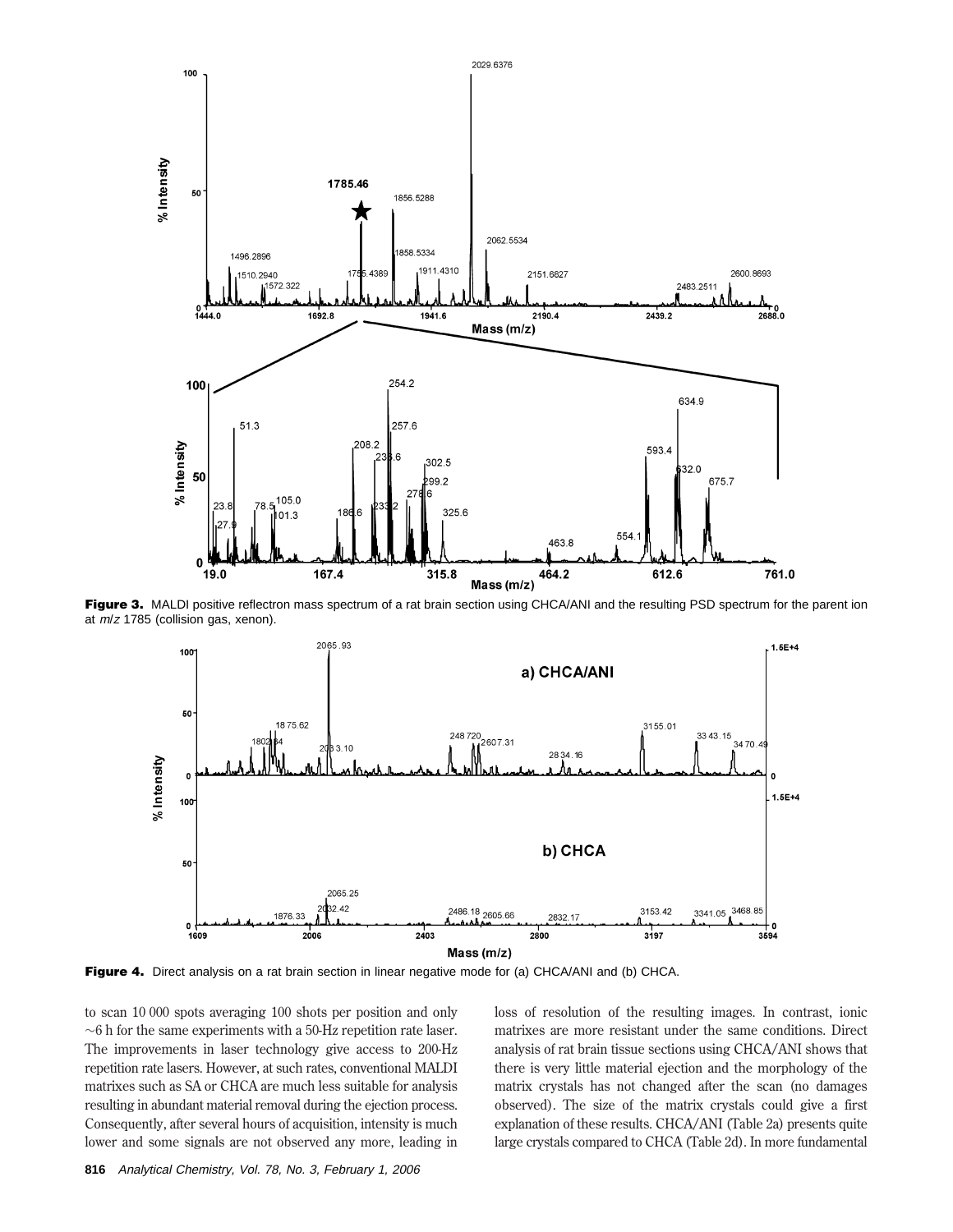Figure 3. MALDI positive reflectron mass spectrum of a rat brain section using CHCA/ANI and the resulting PSD spectrum for the parent ion at *m/z* 1785 (collision gas, xenon).

Figure 4. Direct analysis on a rat brain section in linear negative mode for (a) CHCA/ANI and (b) CHCA.

to scan 10 000 spots averaging 100 shots per position and only ~6 h for the same experiments with a 50-Hz repetition rate laser. The improvements in laser technology give access to 200-Hz repetition rate lasers. However, at such rates, conventional MALDI matrixes such as SA or CHCA are much less suitable for analysis resulting in abundant material removal during the ejection process. Consequently, after several hours of acquisition, intensity is much lower and some signals are not observed any more, leading in loss of resolution of the resulting images. In contrast, ionic matrixes are more resistant under the same conditions. Direct analysis of rat brain tissue sections using CHCA/ANI shows that there is very little material ejection and the morphology of the matrix crystals has not changed after the scan (no damages observed). The size of the matrix crystals could give a first explanation of these results. CHCA/ANI (Table 2a) presents quite large crystals compared to CHCA (Table 2d). In more fundamental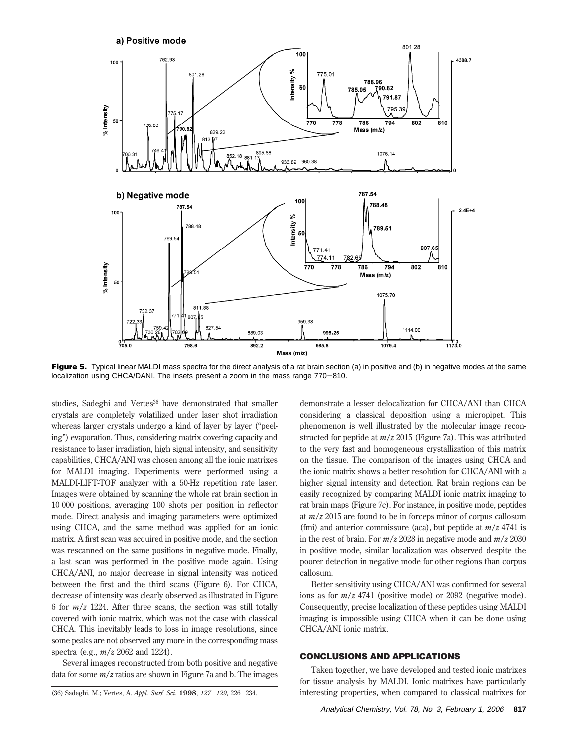**Figure 5.** Typical linear MALDI mass spectra for the direct analysis of a rat brain section (a) in positive and (b) in negative modes at the same localization using CHCA/DANI. The insets present a zoom in the mass range 770−810.

studies, Sadeghi and Vertes[36] have demonstrated that smaller crystals are completely volatilized under laser shot irradiation whereas larger crystals undergo a kind of layer by layer ("peeling") evaporation. Thus, considering matrix covering capacity and resistance to laser irradiation, high signal intensity, and sensitivity capabilities, CHCA/ANI was chosen among all the ionic matrixes for MALDI imaging. Experiments were performed using a MALDI-LIFT-TOF analyzer with a 50-Hz repetition rate laser. Images were obtained by scanning the whole rat brain section in 10 000 positions, averaging 100 shots per position in reflector mode. Direct analysis and imaging parameters were optimized using CHCA, and the same method was applied for an ionic matrix. A first scan was acquired in positive mode, and the section was rescanned on the same positions in negative mode. Finally, a last scan was performed in the positive mode again. Using CHCA/ANI, no major decrease in signal intensity was noticed between the first and the third scans (Figure 6). For CHCA, decrease of intensity was clearly observed as illustrated in Figure 6 for $m/z$ 1224. After three scans, the section was still totally covered with ionic matrix, which was not the case with classical CHCA. This inevitably leads to loss in image resolutions, since some peaks are not observed any more in the corresponding mass spectra (e.g., $m/z$ 2062 and 1224).

Several images reconstructed from both positive and negative data for some $m/z$ ratios are shown in Figure 7a and b. The images demonstrate a lesser delocalization for CHCA/ANI than CHCA considering a classical deposition using a micropipet. This phenomenon is well illustrated by the molecular image reconstructed for peptide at $m/z$ 2015 (Figure 7a). This was attributed to the very fast and homogeneous crystallization of this matrix on the tissue. The comparison of the images using CHCA and the ionic matrix shows a better resolution for CHCA/ANI with a higher signal intensity and detection. Rat brain regions can be easily recognized by comparing MALDI ionic matrix imaging to rat brain maps (Figure 7c). For instance, in positive mode, peptides at $m/z$ 2015 are found to be in forceps minor of corpus callosum (fmi) and anterior commissure (aca), but peptide at $m/z$ 4741 is in the rest of brain. For $m/z$ 2028 in negative mode and $m/z$ 2030 in positive mode, similar localization was observed despite the poorer detection in negative mode for other regions than corpus callosum.

Better sensitivity using CHCA/ANI was confirmed for several ions as for $m/z$ 4741 (positive mode) or 2092 (negative mode). Consequently, precise localization of these peptides using MALDI imaging is impossible using CHCA when it can be done using CHCA/ANI ionic matrix.

## CONCLUSIONS AND APPLICATIONS

Taken together, we have developed and tested ionic matrixes for tissue analysis by MALDI. Ionic matrixes have particularly interesting properties, when compared to classical matrixes for

(36) Sadeghi, M.; Vertes, A. *Appl. Surf. Sci.* **1998**, *127*−*129*, 226−234.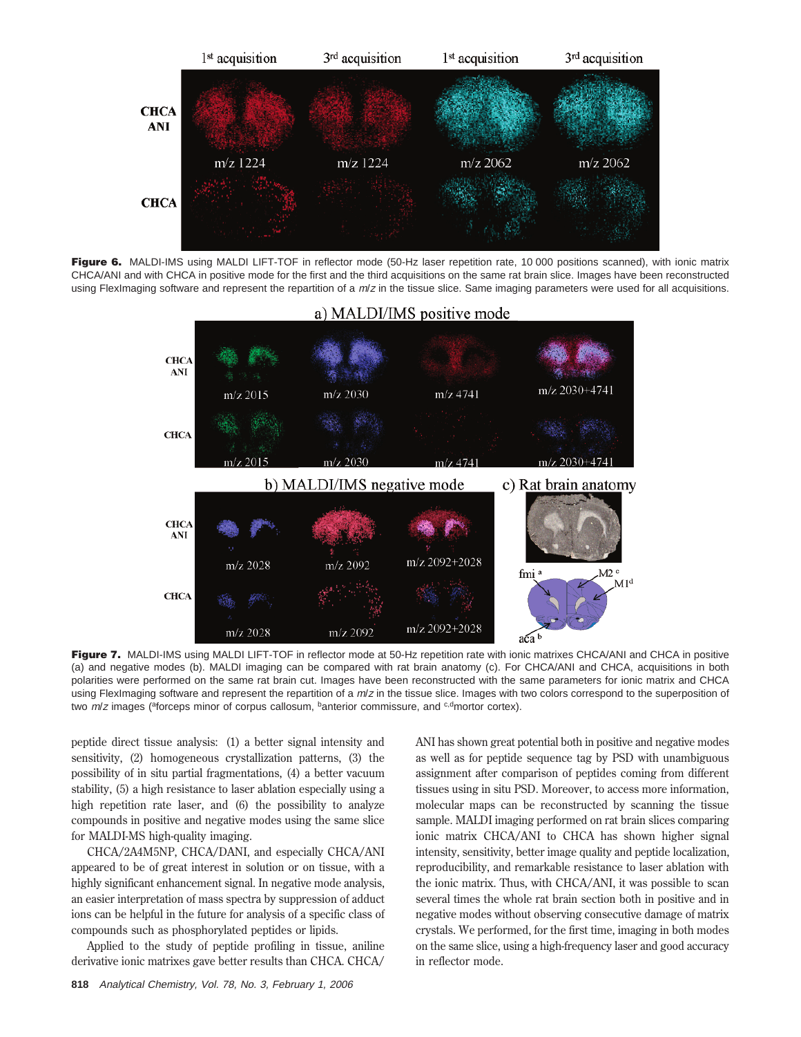**Figure 6.** MALDI-IMS using MALDI LIFT-TOF in reflector mode (50-Hz laser repetition rate, 10 000 positions scanned), with ionic matrix CHCA/ANI and with CHCA in positive mode for the first and the third acquisitions on the same rat brain slice. Images have been reconstructed using FlexImaging software and represent the repartition of a *m/z* in the tissue slice. Same imaging parameters were used for all acquisitions.

**Figure 7.** MALDI-IMS using MALDI LIFT-TOF in reflector mode at 50-Hz repetition rate with ionic matrixes CHCA/ANI and CHCA in positive (a) and negative modes (b). MALDI imaging can be compared with rat brain anatomy (c). For CHCA/ANI and CHCA, acquisitions in both polarities were performed on the same rat brain cut. Images have been reconstructed with the same parameters for ionic matrix and CHCA using FlexImaging software and represent the repartition of a *m/z* in the tissue slice. Images with two colors correspond to the superposition of two *m/z* images ([a]forceps minor of corpus callosum, [b]anterior commissure, and [c,d]mortor cortex).

peptide direct tissue analysis: (1) a better signal intensity and sensitivity, (2) homogeneous crystallization patterns, (3) the possibility of in situ partial fragmentations, (4) a better vacuum stability, (5) a high resistance to laser ablation especially using a high repetition rate laser, and (6) the possibility to analyze compounds in positive and negative modes using the same slice for MALDI-MS high-quality imaging.

CHCA/2A4M5NP, CHCA/DANI, and especially CHCA/ANI appeared to be of great interest in solution or on tissue, with a highly significant enhancement signal. In negative mode analysis, an easier interpretation of mass spectra by suppression of adduct ions can be helpful in the future for analysis of a specific class of compounds such as phosphorylated peptides or lipids.

Applied to the study of peptide profiling in tissue, aniline derivative ionic matrixes gave better results than CHCA. CHCA/ANI has shown great potential both in positive and negative modes as well as for peptide sequence tag by PSD with unambiguous assignment after comparison of peptides coming from different tissues using in situ PSD. Moreover, to access more information, molecular maps can be reconstructed by scanning the tissue sample. MALDI imaging performed on rat brain slices comparing ionic matrix CHCA/ANI to CHCA has shown higher signal intensity, sensitivity, better image quality and peptide localization, reproducibility, and remarkable resistance to laser ablation with the ionic matrix. Thus, with CHCA/ANI, it was possible to scan several times the whole rat brain section both in positive and in negative modes without observing consecutive damage of matrix crystals. We performed, for the first time, imaging in both modes on the same slice, using a high-frequency laser and good accuracy in reflector mode.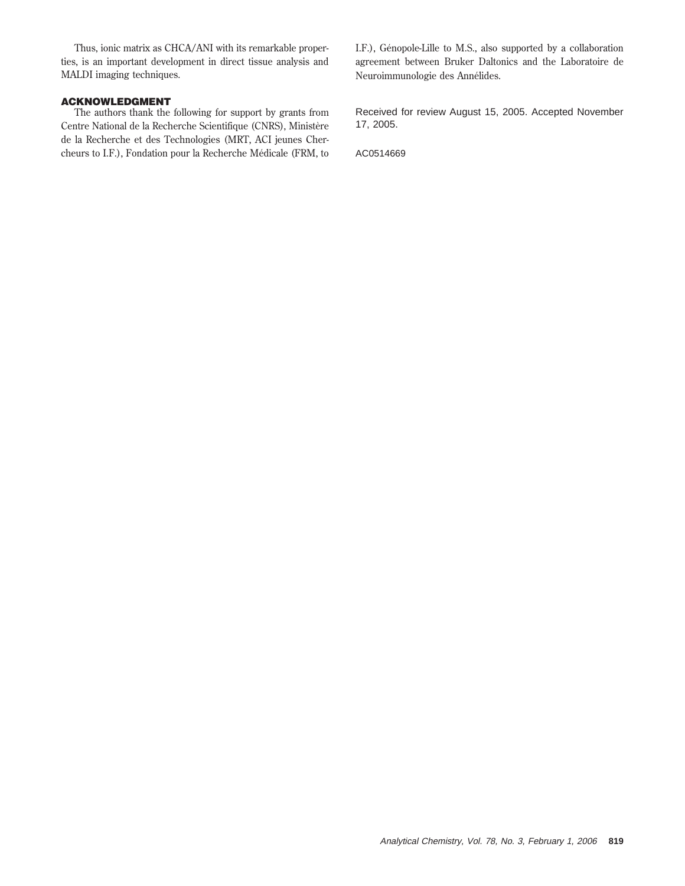Thus, ionic matrix as CHCA/ANI with its remarkable properties, is an important development in direct tissue analysis and MALDI imaging techniques.

## ACKNOWLEDGMENT

The authors thank the following for support by grants from Centre National de la Recherche Scientifique (CNRS), Ministère de la Recherche et des Technologies (MRT, ACI jeunes Chercheurs to I.F.), Fondation pour la Recherche Médicale (FRM, to I.F.), Génopole-Lille to M.S., also supported by a collaboration agreement between Bruker Daltonics and the Laboratoire de Neuroimmunologie des Annélides.

Received for review August 15, 2005. Accepted November 17, 2005.

AC0514669